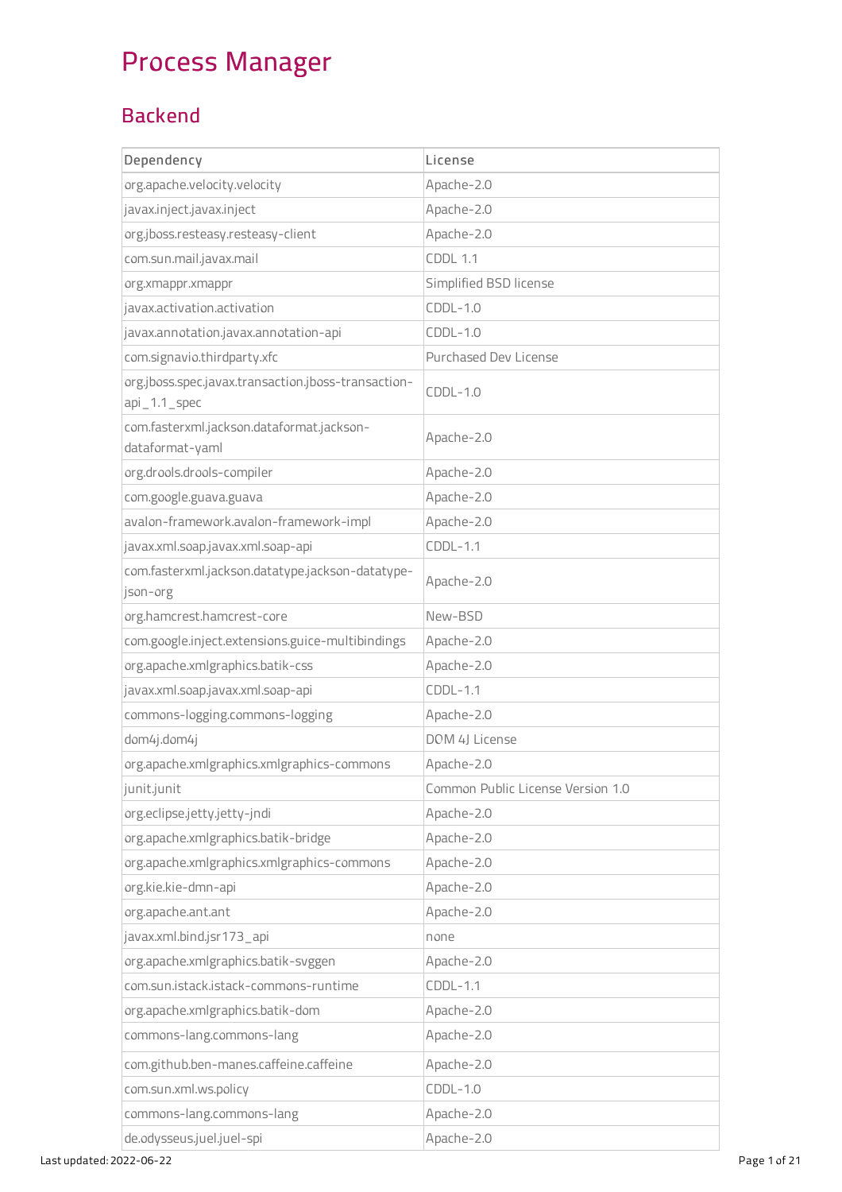# Process Manager

## Backend

| Dependency | License |
| --- | --- |
| org.apache.velocity.velocity | Apache-2.0 |
| javax.inject.javax.inject | Apache-2.0 |
| org.jboss.resteasy.resteasy-client | Apache-2.0 |
| com.sun.mail.javax.mail | CDDL 1.1 |
| org.xmappr.xmappr | Simplified BSD license |
| javax.activation.activation | CDDL-1.0 |
| javax.annotation.javax.annotation-api | CDDL-1.0 |
| com.signavio.thirdparty.xfc | Purchased Dev License |
| org.jboss.spec.javax.transaction.jboss-transaction-api_1.1_spec | CDDL-1.0 |
| com.fasterxml.jackson.dataformat.jackson-dataformat-yaml | Apache-2.0 |
| org.drools.drools-compiler | Apache-2.0 |
| com.google.guava.guava | Apache-2.0 |
| avalon-framework.avalon-framework-impl | Apache-2.0 |
| javax.xml.soap.javax.xml.soap-api | CDDL-1.1 |
| com.fasterxml.jackson.datatype.jackson-datatype-json-org | Apache-2.0 |
| org.hamcrest.hamcrest-core | New-BSD |
| com.google.inject.extensions.guice-multibindings | Apache-2.0 |
| org.apache.xmlgraphics.batik-css | Apache-2.0 |
| javax.xml.soap.javax.xml.soap-api | CDDL-1.1 |
| commons-logging.commons-logging | Apache-2.0 |
| dom4j.dom4j | DOM 4J License |
| org.apache.xmlgraphics.xmlgraphics-commons | Apache-2.0 |
| junit.junit | Common Public License Version 1.0 |
| org.eclipse.jetty.jetty-jndi | Apache-2.0 |
| org.apache.xmlgraphics.batik-bridge | Apache-2.0 |
| org.apache.xmlgraphics.xmlgraphics-commons | Apache-2.0 |
| org.kie.kie-dmn-api | Apache-2.0 |
| org.apache.ant.ant | Apache-2.0 |
| javax.xml.bind.jsr173_api | none |
| org.apache.xmlgraphics.batik-svggen | Apache-2.0 |
| com.sun.istack.istack-commons-runtime | CDDL-1.1 |
| org.apache.xmlgraphics.batik-dom | Apache-2.0 |
| commons-lang.commons-lang | Apache-2.0 |
| com.github.ben-manes.caffeine.caffeine | Apache-2.0 |
| com.sun.xml.ws.policy | CDDL-1.0 |
| commons-lang.commons-lang | Apache-2.0 |
| de.odysseus.juel.juel-spi | Apache-2.0 |

Last updated: 2022-06-22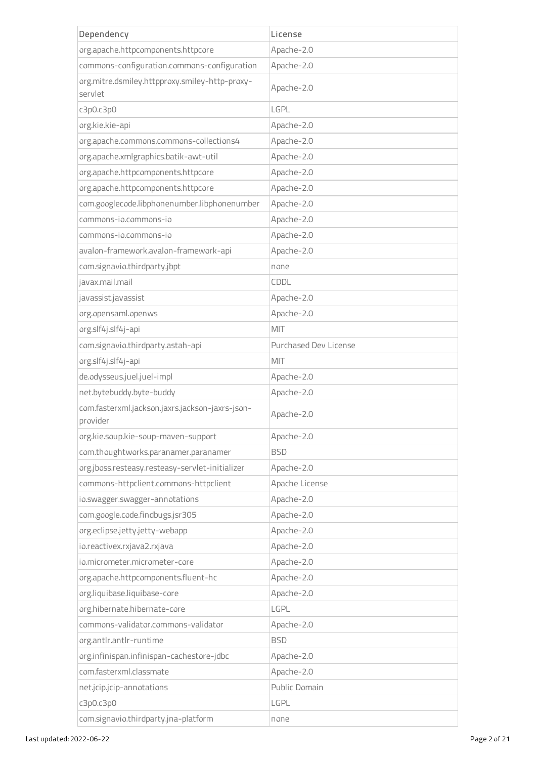| Dependency | License |
| --- | --- |
| org.apache.httpcomponents.httpcore | Apache-2.0 |
| commons-configuration.commons-configuration | Apache-2.0 |
| org.mitre.dsmiley.httpproxy.smiley-http-proxy-servlet | Apache-2.0 |
| c3p0.c3p0 | LGPL |
| org.kie.kie-api | Apache-2.0 |
| org.apache.commons.commons-collections4 | Apache-2.0 |
| org.apache.xmlgraphics.batik-awt-util | Apache-2.0 |
| org.apache.httpcomponents.httpcore | Apache-2.0 |
| org.apache.httpcomponents.httpcore | Apache-2.0 |
| com.googlecode.libphonenumber.libphonenumber | Apache-2.0 |
| commons-io.commons-io | Apache-2.0 |
| commons-io.commons-io | Apache-2.0 |
| avalon-framework.avalon-framework-api | Apache-2.0 |
| com.signavio.thirdparty.jbpt | none |
| javax.mail.mail | CDDL |
| javassist.javassist | Apache-2.0 |
| org.opensaml.openws | Apache-2.0 |
| org.slf4j.slf4j-api | MIT |
| com.signavio.thirdparty.astah-api | Purchased Dev License |
| org.slf4j.slf4j-api | MIT |
| de.odysseus.juel.juel-impl | Apache-2.0 |
| net.bytebuddy.byte-buddy | Apache-2.0 |
| com.fasterxml.jackson.jaxrs.jackson-jaxrs-json-provider | Apache-2.0 |
| org.kie.soup.kie-soup-maven-support | Apache-2.0 |
| com.thoughtworks.paranamer.paranamer | BSD |
| org.jboss.resteasy.resteasy-servlet-initializer | Apache-2.0 |
| commons-httpclient.commons-httpclient | Apache License |
| io.swagger.swagger-annotations | Apache-2.0 |
| com.google.code.findbugs.jsr305 | Apache-2.0 |
| org.eclipse.jetty.jetty-webapp | Apache-2.0 |
| io.reactivex.rxjava2.rxjava | Apache-2.0 |
| io.micrometer.micrometer-core | Apache-2.0 |
| org.apache.httpcomponents.fluent-hc | Apache-2.0 |
| org.liquibase.liquibase-core | Apache-2.0 |
| org.hibernate.hibernate-core | LGPL |
| commons-validator.commons-validator | Apache-2.0 |
| org.antlr.antlr-runtime | BSD |
| org.infinispan.infinispan-cachestore-jdbc | Apache-2.0 |
| com.fasterxml.classmate | Apache-2.0 |
| net.jcip.jcip-annotations | Public Domain |
| c3p0.c3p0 | LGPL |
| com.signavio.thirdparty.jna-platform | none |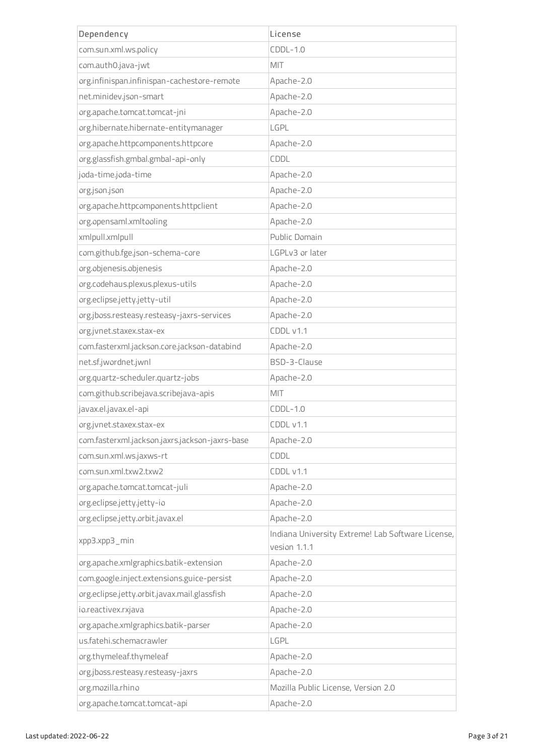| Dependency | License |
| --- | --- |
| com.sun.xml.ws.policy | CDDL-1.0 |
| com.auth0.java-jwt | MIT |
| org.infinispan.infinispan-cachestore-remote | Apache-2.0 |
| net.minidev.json-smart | Apache-2.0 |
| org.apache.tomcat.tomcat-jni | Apache-2.0 |
| org.hibernate.hibernate-entitymanager | LGPL |
| org.apache.httpcomponents.httpcore | Apache-2.0 |
| org.glassfish.gmbal.gmbal-api-only | CDDL |
| joda-time.joda-time | Apache-2.0 |
| org.json.json | Apache-2.0 |
| org.apache.httpcomponents.httpclient | Apache-2.0 |
| org.opensaml.xmltooling | Apache-2.0 |
| xmlpull.xmlpull | Public Domain |
| com.github.fge.json-schema-core | LGPLv3 or later |
| org.objenesis.objenesis | Apache-2.0 |
| org.codehaus.plexus.plexus-utils | Apache-2.0 |
| org.eclipse.jetty.jetty-util | Apache-2.0 |
| org.jboss.resteasy.resteasy-jaxrs-services | Apache-2.0 |
| org.jvnet.staxex.stax-ex | CDDL v1.1 |
| com.fasterxml.jackson.core.jackson-databind | Apache-2.0 |
| net.sf.jwordnet.jwnl | BSD-3-Clause |
| org.quartz-scheduler.quartz-jobs | Apache-2.0 |
| com.github.scribejava.scribejava-apis | MIT |
| javax.el.javax.el-api | CDDL-1.0 |
| org.jvnet.staxex.stax-ex | CDDL v1.1 |
| com.fasterxml.jackson.jaxrs.jackson-jaxrs-base | Apache-2.0 |
| com.sun.xml.ws.jaxws-rt | CDDL |
| com.sun.xml.txw2.txw2 | CDDL v1.1 |
| org.apache.tomcat.tomcat-juli | Apache-2.0 |
| org.eclipse.jetty.jetty-io | Apache-2.0 |
| org.eclipse.jetty.orbit.javax.el | Apache-2.0 |
| xpp3.xpp3_min | Indiana University Extreme! Lab Software License, vesion 1.1.1 |
| org.apache.xmlgraphics.batik-extension | Apache-2.0 |
| com.google.inject.extensions.guice-persist | Apache-2.0 |
| org.eclipse.jetty.orbit.javax.mail.glassfish | Apache-2.0 |
| io.reactivex.rxjava | Apache-2.0 |
| org.apache.xmlgraphics.batik-parser | Apache-2.0 |
| us.fatehi.schemacrawler | LGPL |
| org.thymeleaf.thymeleaf | Apache-2.0 |
| org.jboss.resteasy.resteasy-jaxrs | Apache-2.0 |
| org.mozilla.rhino | Mozilla Public License, Version 2.0 |
| org.apache.tomcat.tomcat-api | Apache-2.0 |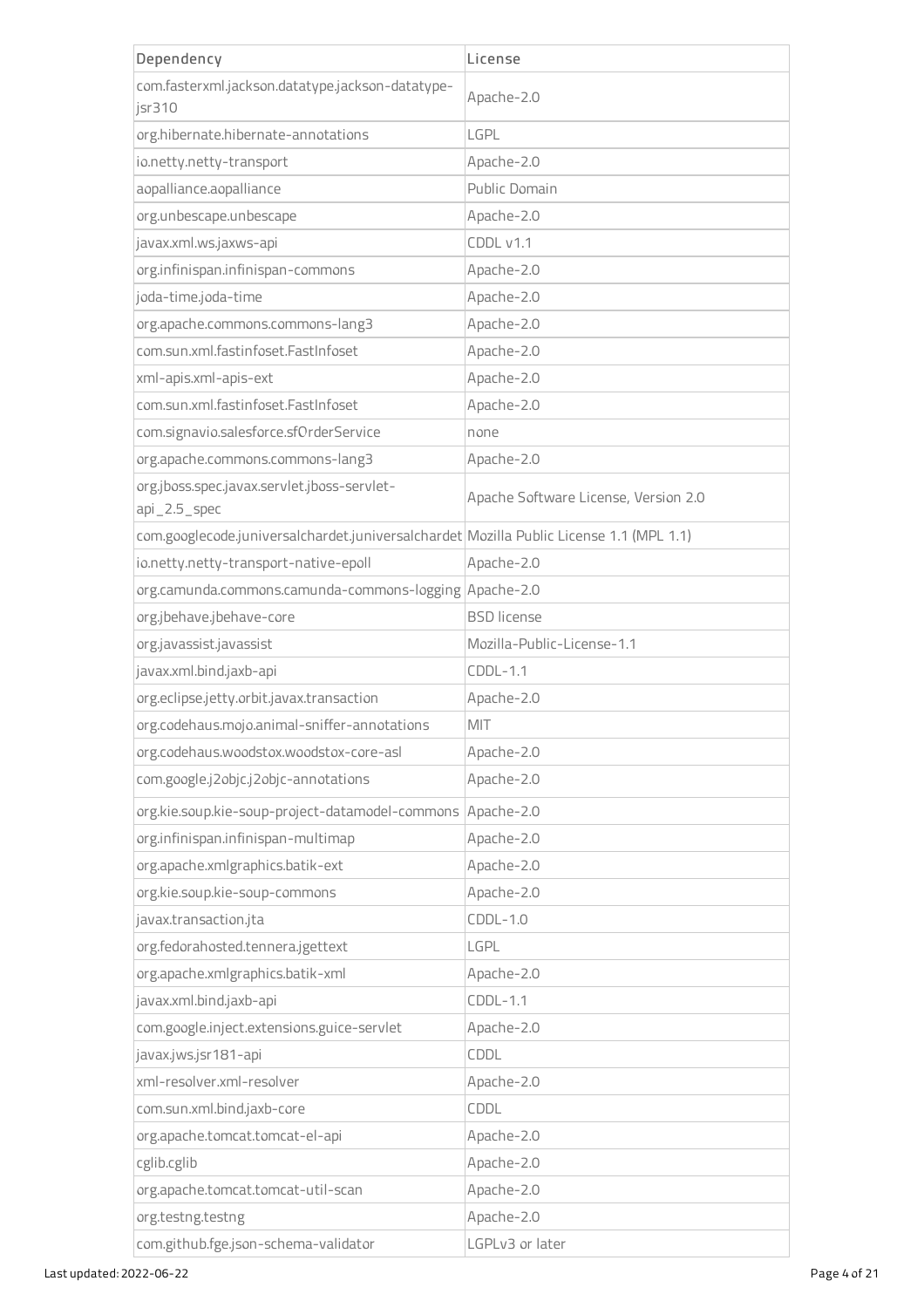| Dependency | License |
| --- | --- |
| com.fasterxml.jackson.datatype.jackson-datatype-jsr310 | Apache-2.0 |
| org.hibernate.hibernate-annotations | LGPL |
| io.netty.netty-transport | Apache-2.0 |
| aopalliance.aopalliance | Public Domain |
| org.unbescape.unbescape | Apache-2.0 |
| javax.xml.ws.jaxws-api | CDDL v1.1 |
| org.infinispan.infinispan-commons | Apache-2.0 |
| joda-time.joda-time | Apache-2.0 |
| org.apache.commons.commons-lang3 | Apache-2.0 |
| com.sun.xml.fastinfoset.FastInfoset | Apache-2.0 |
| xml-apis.xml-apis-ext | Apache-2.0 |
| com.sun.xml.fastinfoset.FastInfoset | Apache-2.0 |
| com.signavio.salesforce.sfOrderService | none |
| org.apache.commons.commons-lang3 | Apache-2.0 |
| org.jboss.spec.javax.servlet.jboss-servlet-api_2.5_spec | Apache Software License, Version 2.0 |
| com.googlecode.juniversalchardet.juniversalchardet | Mozilla Public License 1.1 (MPL 1.1) |
| io.netty.netty-transport-native-epoll | Apache-2.0 |
| org.camunda.commons.camunda-commons-logging | Apache-2.0 |
| org.jbehave.jbehave-core | BSD license |
| org.javassist.javassist | Mozilla-Public-License-1.1 |
| javax.xml.bind.jaxb-api | CDDL-1.1 |
| org.eclipse.jetty.orbit.javax.transaction | Apache-2.0 |
| org.codehaus.mojo.animal-sniffer-annotations | MIT |
| org.codehaus.woodstox.woodstox-core-asl | Apache-2.0 |
| com.google.j2objc.j2objc-annotations | Apache-2.0 |
| org.kie.soup.kie-soup-project-datamodel-commons | Apache-2.0 |
| org.infinispan.infinispan-multimap | Apache-2.0 |
| org.apache.xmlgraphics.batik-ext | Apache-2.0 |
| org.kie.soup.kie-soup-commons | Apache-2.0 |
| javax.transaction.jta | CDDL-1.0 |
| org.fedorahosted.tennera.jgettext | LGPL |
| org.apache.xmlgraphics.batik-xml | Apache-2.0 |
| javax.xml.bind.jaxb-api | CDDL-1.1 |
| com.google.inject.extensions.guice-servlet | Apache-2.0 |
| javax.jws.jsr181-api | CDDL |
| xml-resolver.xml-resolver | Apache-2.0 |
| com.sun.xml.bind.jaxb-core | CDDL |
| org.apache.tomcat.tomcat-el-api | Apache-2.0 |
| cglib.cglib | Apache-2.0 |
| org.apache.tomcat.tomcat-util-scan | Apache-2.0 |
| org.testng.testng | Apache-2.0 |
| com.github.fge.json-schema-validator | LGPLv3 or later |

Last updated: 2022-06-22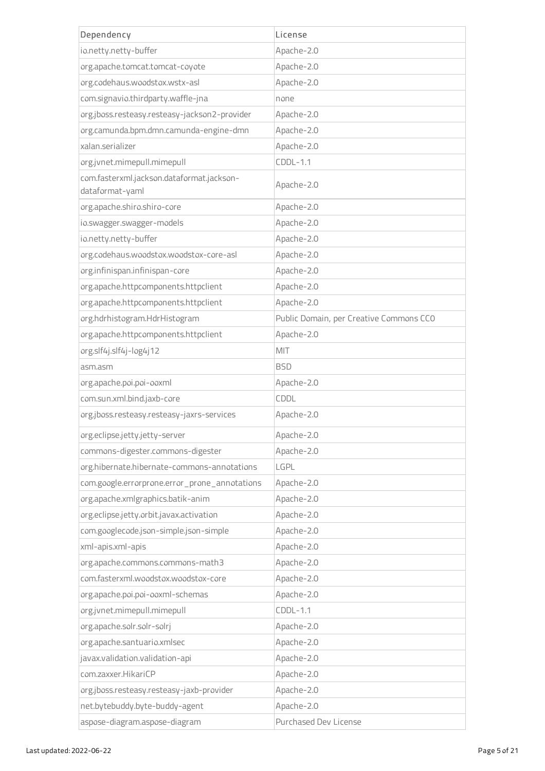| Dependency | License |
| --- | --- |
| io.netty.netty-buffer | Apache-2.0 |
| org.apache.tomcat.tomcat-coyote | Apache-2.0 |
| org.codehaus.woodstox.wstx-asl | Apache-2.0 |
| com.signavio.thirdparty.waffle-jna | none |
| org.jboss.resteasy.resteasy-jackson2-provider | Apache-2.0 |
| org.camunda.bpm.dmn.camunda-engine-dmn | Apache-2.0 |
| xalan.serializer | Apache-2.0 |
| org.jvnet.mimepull.mimepull | CDDL-1.1 |
| com.fasterxml.jackson.dataformat.jackson-dataformat-yaml | Apache-2.0 |
| org.apache.shiro.shiro-core | Apache-2.0 |
| io.swagger.swagger-models | Apache-2.0 |
| io.netty.netty-buffer | Apache-2.0 |
| org.codehaus.woodstox.woodstox-core-asl | Apache-2.0 |
| org.infinispan.infinispan-core | Apache-2.0 |
| org.apache.httpcomponents.httpclient | Apache-2.0 |
| org.apache.httpcomponents.httpclient | Apache-2.0 |
| org.hdrhistogram.HdrHistogram | Public Domain, per Creative Commons CC0 |
| org.apache.httpcomponents.httpclient | Apache-2.0 |
| org.slf4j.slf4j-log4j12 | MIT |
| asm.asm | BSD |
| org.apache.poi.poi-ooxml | Apache-2.0 |
| com.sun.xml.bind.jaxb-core | CDDL |
| org.jboss.resteasy.resteasy-jaxrs-services | Apache-2.0 |
| org.eclipse.jetty.jetty-server | Apache-2.0 |
| commons-digester.commons-digester | Apache-2.0 |
| org.hibernate.hibernate-commons-annotations | LGPL |
| com.google.errorprone.error_prone_annotations | Apache-2.0 |
| org.apache.xmlgraphics.batik-anim | Apache-2.0 |
| org.eclipse.jetty.orbit.javax.activation | Apache-2.0 |
| com.googlecode.json-simple.json-simple | Apache-2.0 |
| xml-apis.xml-apis | Apache-2.0 |
| org.apache.commons.commons-math3 | Apache-2.0 |
| com.fasterxml.woodstox.woodstox-core | Apache-2.0 |
| org.apache.poi.poi-ooxml-schemas | Apache-2.0 |
| org.jvnet.mimepull.mimepull | CDDL-1.1 |
| org.apache.solr.solr-solrj | Apache-2.0 |
| org.apache.santuario.xmlsec | Apache-2.0 |
| javax.validation.validation-api | Apache-2.0 |
| com.zaxxer.HikariCP | Apache-2.0 |
| org.jboss.resteasy.resteasy-jaxb-provider | Apache-2.0 |
| net.bytebuddy.byte-buddy-agent | Apache-2.0 |
| aspose-diagram.aspose-diagram | Purchased Dev License |

Last updated: 2022-06-22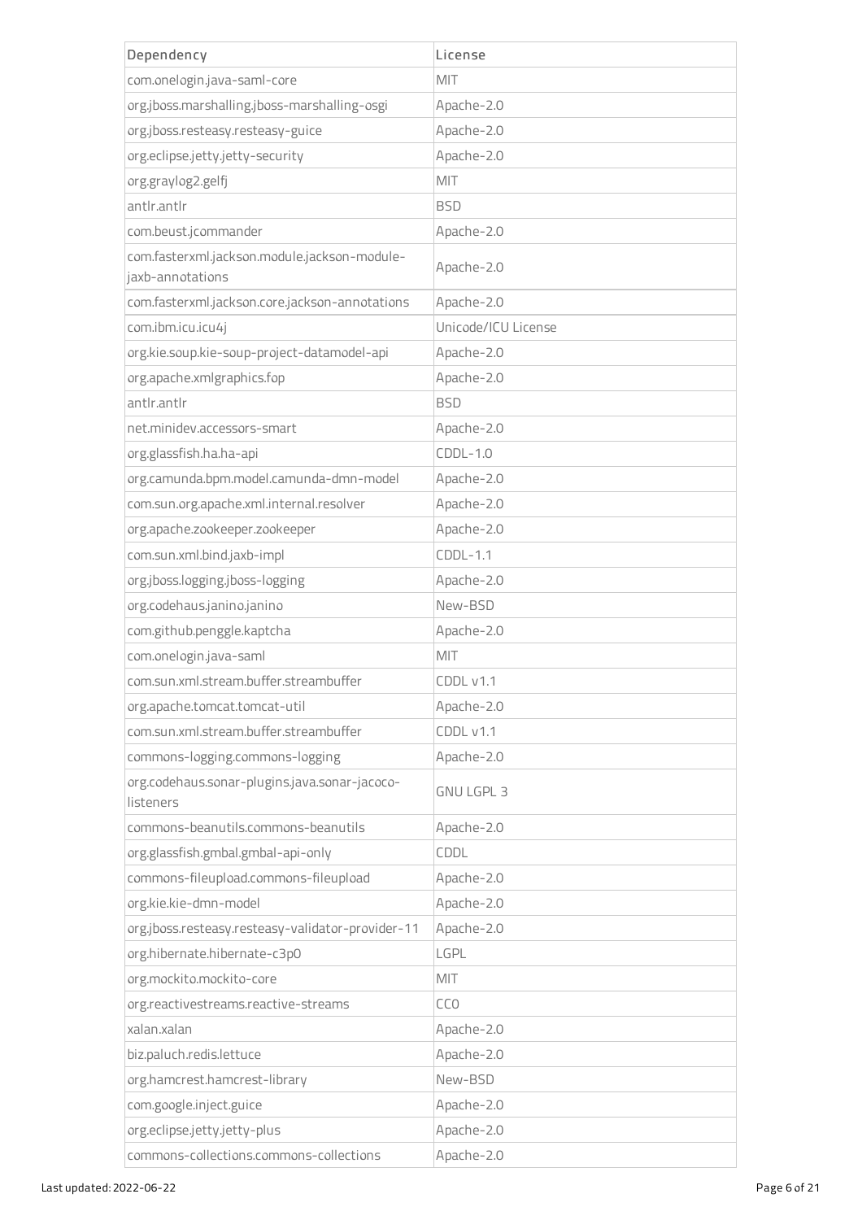| Dependency | License |
| --- | --- |
| com.onelogin.java-saml-core | MIT |
| org.jboss.marshalling.jboss-marshalling-osgi | Apache-2.0 |
| org.jboss.resteasy.resteasy-guice | Apache-2.0 |
| org.eclipse.jetty.jetty-security | Apache-2.0 |
| org.graylog2.gelfj | MIT |
| antlr.antlr | BSD |
| com.beust.jcommander | Apache-2.0 |
| com.fasterxml.jackson.module.jackson-module-jaxb-annotations | Apache-2.0 |
| com.fasterxml.jackson.core.jackson-annotations | Apache-2.0 |
| com.ibm.icu.icu4j | Unicode/ICU License |
| org.kie.soup.kie-soup-project-datamodel-api | Apache-2.0 |
| org.apache.xmlgraphics.fop | Apache-2.0 |
| antlr.antlr | BSD |
| net.minidev.accessors-smart | Apache-2.0 |
| org.glassfish.ha.ha-api | CDDL-1.0 |
| org.camunda.bpm.model.camunda-dmn-model | Apache-2.0 |
| com.sun.org.apache.xml.internal.resolver | Apache-2.0 |
| org.apache.zookeeper.zookeeper | Apache-2.0 |
| com.sun.xml.bind.jaxb-impl | CDDL-1.1 |
| org.jboss.logging.jboss-logging | Apache-2.0 |
| org.codehaus.janino.janino | New-BSD |
| com.github.penggle.kaptcha | Apache-2.0 |
| com.onelogin.java-saml | MIT |
| com.sun.xml.stream.buffer.streambuffer | CDDL v1.1 |
| org.apache.tomcat.tomcat-util | Apache-2.0 |
| com.sun.xml.stream.buffer.streambuffer | CDDL v1.1 |
| commons-logging.commons-logging | Apache-2.0 |
| org.codehaus.sonar-plugins.java.sonar-jacoco-listeners | GNU LGPL 3 |
| commons-beanutils.commons-beanutils | Apache-2.0 |
| org.glassfish.gmbal.gmbal-api-only | CDDL |
| commons-fileupload.commons-fileupload | Apache-2.0 |
| org.kie.kie-dmn-model | Apache-2.0 |
| org.jboss.resteasy.resteasy-validator-provider-11 | Apache-2.0 |
| org.hibernate.hibernate-c3p0 | LGPL |
| org.mockito.mockito-core | MIT |
| org.reactivestreams.reactive-streams | CC0 |
| xalan.xalan | Apache-2.0 |
| biz.paluch.redis.lettuce | Apache-2.0 |
| org.hamcrest.hamcrest-library | New-BSD |
| com.google.inject.guice | Apache-2.0 |
| org.eclipse.jetty.jetty-plus | Apache-2.0 |
| commons-collections.commons-collections | Apache-2.0 |

Last updated: 2022-06-22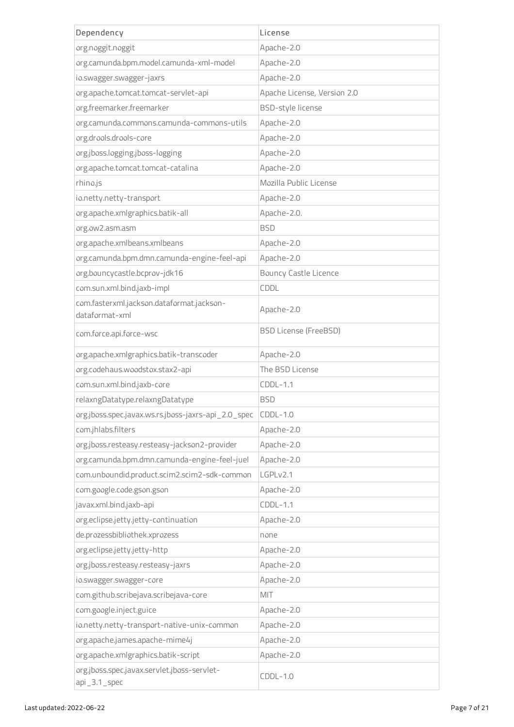| Dependency | License |
|---|---|
| org.noggit.noggit | Apache-2.0 |
| org.camunda.bpm.model.camunda-xml-model | Apache-2.0 |
| io.swagger.swagger-jaxrs | Apache-2.0 |
| org.apache.tomcat.tomcat-servlet-api | Apache License, Version 2.0 |
| org.freemarker.freemarker | BSD-style license |
| org.camunda.commons.camunda-commons-utils | Apache-2.0 |
| org.drools.drools-core | Apache-2.0 |
| org.jboss.logging.jboss-logging | Apache-2.0 |
| org.apache.tomcat.tomcat-catalina | Apache-2.0 |
| rhino.js | Mozilla Public License |
| io.netty.netty-transport | Apache-2.0 |
| org.apache.xmlgraphics.batik-all | Apache-2.0. |
| org.ow2.asm.asm | BSD |
| org.apache.xmlbeans.xmlbeans | Apache-2.0 |
| org.camunda.bpm.dmn.camunda-engine-feel-api | Apache-2.0 |
| org.bouncycastle.bcprov-jdk16 | Bouncy Castle Licence |
| com.sun.xml.bind.jaxb-impl | CDDL |
| com.fasterxml.jackson.dataformat.jackson-dataformat-xml | Apache-2.0 |
| com.force.api.force-wsc | BSD License (FreeBSD) |
| org.apache.xmlgraphics.batik-transcoder | Apache-2.0 |
| org.codehaus.woodstox.stax2-api | The BSD License |
| com.sun.xml.bind.jaxb-core | CDDL-1.1 |
| relaxngDatatype.relaxngDatatype | BSD |
| org.jboss.spec.javax.ws.rs.jboss-jaxrs-api_2.0_spec | CDDL-1.0 |
| com.jhlabs.filters | Apache-2.0 |
| org.jboss.resteasy.resteasy-jackson2-provider | Apache-2.0 |
| org.camunda.bpm.dmn.camunda-engine-feel-juel | Apache-2.0 |
| com.unboundid.product.scim2.scim2-sdk-common | LGPLv2.1 |
| com.google.code.gson.gson | Apache-2.0 |
| javax.xml.bind.jaxb-api | CDDL-1.1 |
| org.eclipse.jetty.jetty-continuation | Apache-2.0 |
| de.prozessbibliothek.xprozess | none |
| org.eclipse.jetty.jetty-http | Apache-2.0 |
| org.jboss.resteasy.resteasy-jaxrs | Apache-2.0 |
| io.swagger.swagger-core | Apache-2.0 |
| com.github.scribejava.scribejava-core | MIT |
| com.google.inject.guice | Apache-2.0 |
| io.netty.netty-transport-native-unix-common | Apache-2.0 |
| org.apache.james.apache-mime4j | Apache-2.0 |
| org.apache.xmlgraphics.batik-script | Apache-2.0 |
| org.jboss.spec.javax.servlet.jboss-servlet-api_3.1_spec | CDDL-1.0 |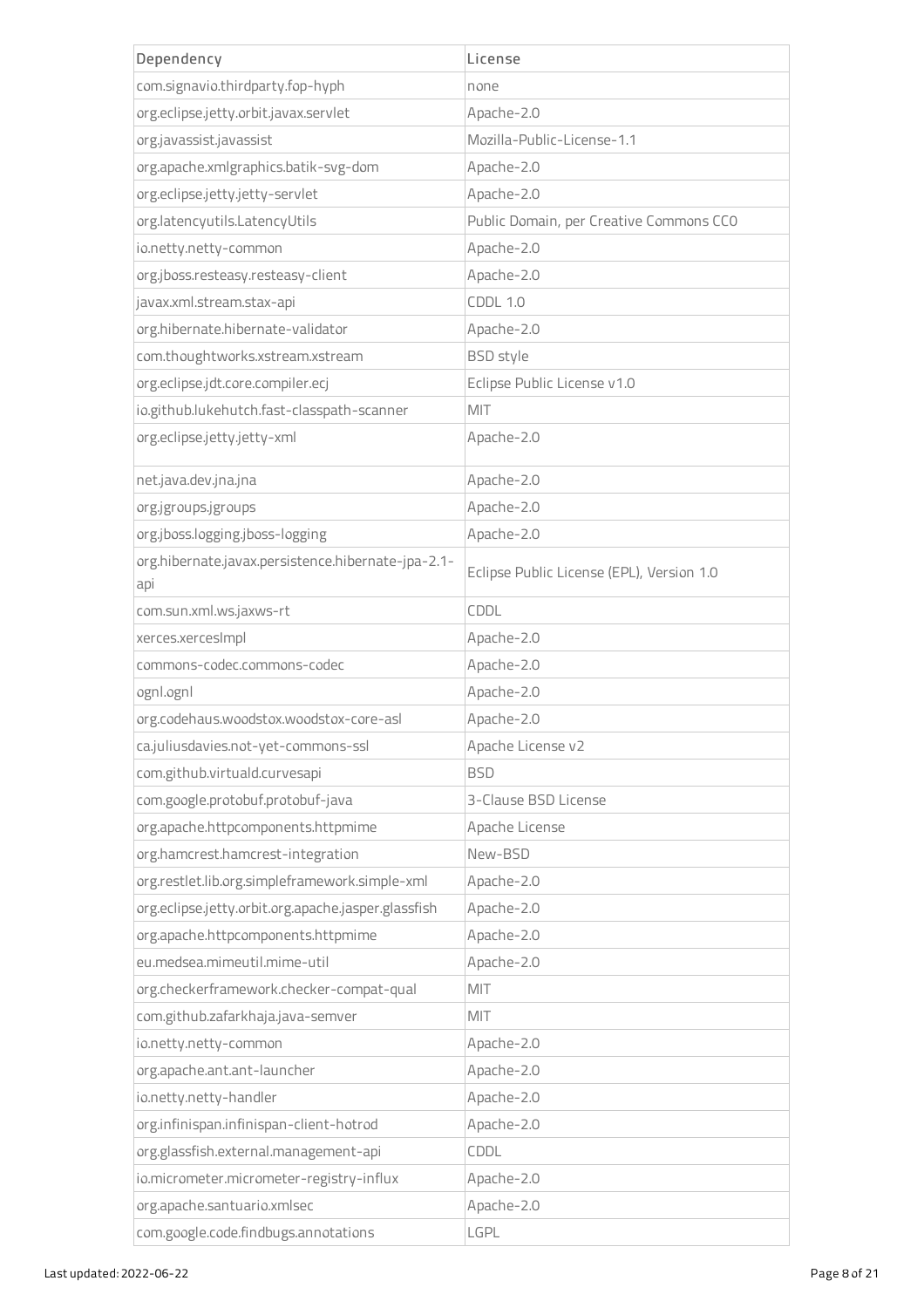| Dependency | License |
| --- | --- |
| com.signavio.thirdparty.fop-hyph | none |
| org.eclipse.jetty.orbit.javax.servlet | Apache-2.0 |
| org.javassist.javassist | Mozilla-Public-License-1.1 |
| org.apache.xmlgraphics.batik-svg-dom | Apache-2.0 |
| org.eclipse.jetty.jetty-servlet | Apache-2.0 |
| org.latencyutils.LatencyUtils | Public Domain, per Creative Commons CC0 |
| io.netty.netty-common | Apache-2.0 |
| org.jboss.resteasy.resteasy-client | Apache-2.0 |
| javax.xml.stream.stax-api | CDDL 1.0 |
| org.hibernate.hibernate-validator | Apache-2.0 |
| com.thoughtworks.xstream.xstream | BSD style |
| org.eclipse.jdt.core.compiler.ecj | Eclipse Public License v1.0 |
| io.github.lukehutch.fast-classpath-scanner | MIT |
| org.eclipse.jetty.jetty-xml | Apache-2.0 |
| net.java.dev.jna.jna | Apache-2.0 |
| org.jgroups.jgroups | Apache-2.0 |
| org.jboss.logging.jboss-logging | Apache-2.0 |
| org.hibernate.javax.persistence.hibernate-jpa-2.1-api | Eclipse Public License (EPL), Version 1.0 |
| com.sun.xml.ws.jaxws-rt | CDDL |
| xerces.xercesImpl | Apache-2.0 |
| commons-codec.commons-codec | Apache-2.0 |
| ognl.ognl | Apache-2.0 |
| org.codehaus.woodstox.woodstox-core-asl | Apache-2.0 |
| ca.juliusdavies.not-yet-commons-ssl | Apache License v2 |
| com.github.virtuald.curvesapi | BSD |
| com.google.protobuf.protobuf-java | 3-Clause BSD License |
| org.apache.httpcomponents.httpmime | Apache License |
| org.hamcrest.hamcrest-integration | New-BSD |
| org.restlet.lib.org.simpleframework.simple-xml | Apache-2.0 |
| org.eclipse.jetty.orbit.org.apache.jasper.glassfish | Apache-2.0 |
| org.apache.httpcomponents.httpmime | Apache-2.0 |
| eu.medsea.mimeutil.mime-util | Apache-2.0 |
| org.checkerframework.checker-compat-qual | MIT |
| com.github.zafarkhaja.java-semver | MIT |
| io.netty.netty-common | Apache-2.0 |
| org.apache.ant.ant-launcher | Apache-2.0 |
| io.netty.netty-handler | Apache-2.0 |
| org.infinispan.infinispan-client-hotrod | Apache-2.0 |
| org.glassfish.external.management-api | CDDL |
| io.micrometer.micrometer-registry-influx | Apache-2.0 |
| org.apache.santuario.xmlsec | Apache-2.0 |
| com.google.code.findbugs.annotations | LGPL |

Last updated: 2022-06-22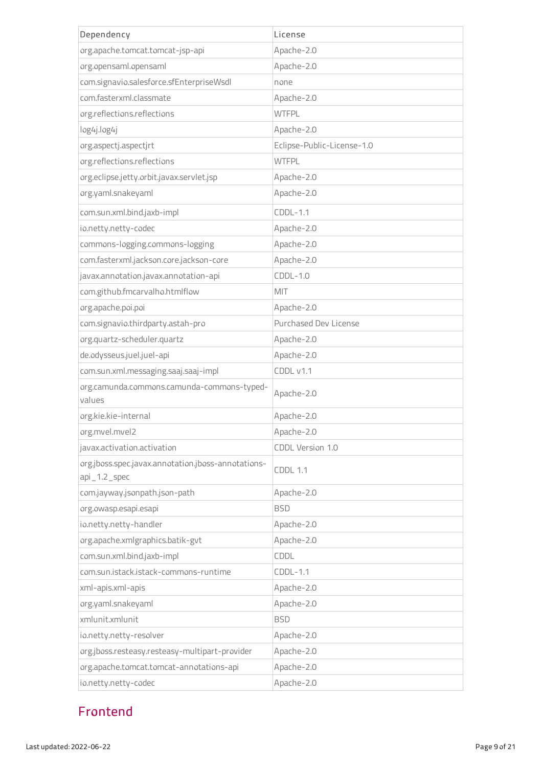| Dependency | License |
| --- | --- |
| org.apache.tomcat.tomcat-jsp-api | Apache-2.0 |
| org.opensaml.opensaml | Apache-2.0 |
| com.signavio.salesforce.sfEnterpriseWsdl | none |
| com.fasterxml.classmate | Apache-2.0 |
| org.reflections.reflections | WTFPL |
| log4j.log4j | Apache-2.0 |
| org.aspectj.aspectjrt | Eclipse-Public-License-1.0 |
| org.reflections.reflections | WTFPL |
| org.eclipse.jetty.orbit.javax.servlet.jsp | Apache-2.0 |
| org.yaml.snakeyaml | Apache-2.0 |
| com.sun.xml.bind.jaxb-impl | CDDL-1.1 |
| io.netty.netty-codec | Apache-2.0 |
| commons-logging.commons-logging | Apache-2.0 |
| com.fasterxml.jackson.core.jackson-core | Apache-2.0 |
| javax.annotation.javax.annotation-api | CDDL-1.0 |
| com.github.fmcarvalho.htmlflow | MIT |
| org.apache.poi.poi | Apache-2.0 |
| com.signavio.thirdparty.astah-pro | Purchased Dev License |
| org.quartz-scheduler.quartz | Apache-2.0 |
| de.odysseus.juel.juel-api | Apache-2.0 |
| com.sun.xml.messaging.saaj.saaj-impl | CDDL v1.1 |
| org.camunda.commons.camunda-commons-typed-values | Apache-2.0 |
| org.kie.kie-internal | Apache-2.0 |
| org.mvel.mvel2 | Apache-2.0 |
| javax.activation.activation | CDDL Version 1.0 |
| org.jboss.spec.javax.annotation.jboss-annotations-api_1.2_spec | CDDL 1.1 |
| com.jayway.jsonpath.json-path | Apache-2.0 |
| org.owasp.esapi.esapi | BSD |
| io.netty.netty-handler | Apache-2.0 |
| org.apache.xmlgraphics.batik-gvt | Apache-2.0 |
| com.sun.xml.bind.jaxb-impl | CDDL |
| com.sun.istack.istack-commons-runtime | CDDL-1.1 |
| xml-apis.xml-apis | Apache-2.0 |
| org.yaml.snakeyaml | Apache-2.0 |
| xmlunit.xmlunit | BSD |
| io.netty.netty-resolver | Apache-2.0 |
| org.jboss.resteasy.resteasy-multipart-provider | Apache-2.0 |
| org.apache.tomcat.tomcat-annotations-api | Apache-2.0 |
| io.netty.netty-codec | Apache-2.0 |

## Frontend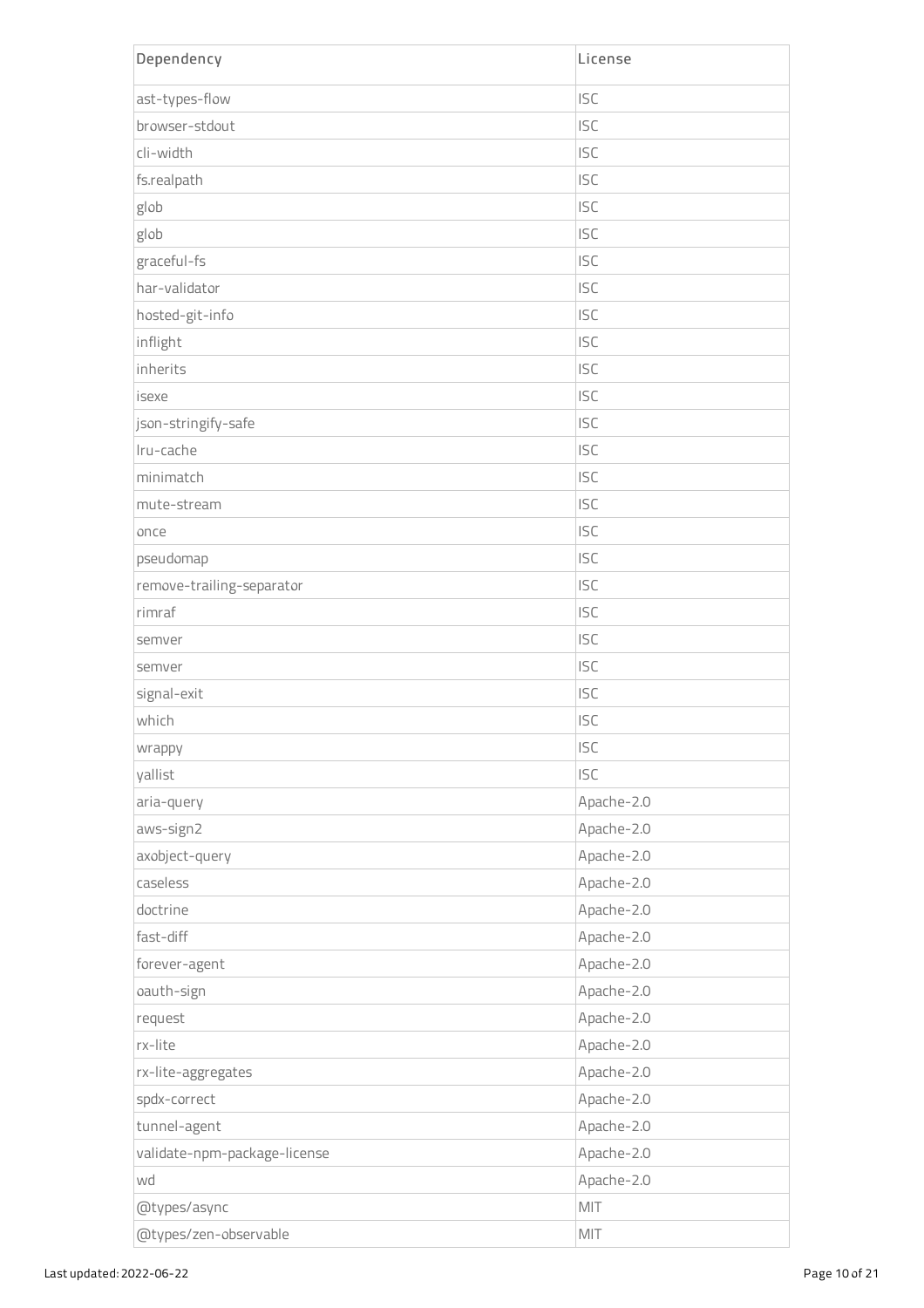| Dependency | License |
| --- | --- |
| ast-types-flow | ISC |
| browser-stdout | ISC |
| cli-width | ISC |
| fs.realpath | ISC |
| glob | ISC |
| glob | ISC |
| graceful-fs | ISC |
| har-validator | ISC |
| hosted-git-info | ISC |
| inflight | ISC |
| inherits | ISC |
| isexe | ISC |
| json-stringify-safe | ISC |
| lru-cache | ISC |
| minimatch | ISC |
| mute-stream | ISC |
| once | ISC |
| pseudomap | ISC |
| remove-trailing-separator | ISC |
| rimraf | ISC |
| semver | ISC |
| semver | ISC |
| signal-exit | ISC |
| which | ISC |
| wrappy | ISC |
| yallist | ISC |
| aria-query | Apache-2.0 |
| aws-sign2 | Apache-2.0 |
| axobject-query | Apache-2.0 |
| caseless | Apache-2.0 |
| doctrine | Apache-2.0 |
| fast-diff | Apache-2.0 |
| forever-agent | Apache-2.0 |
| oauth-sign | Apache-2.0 |
| request | Apache-2.0 |
| rx-lite | Apache-2.0 |
| rx-lite-aggregates | Apache-2.0 |
| spdx-correct | Apache-2.0 |
| tunnel-agent | Apache-2.0 |
| validate-npm-package-license | Apache-2.0 |
| wd | Apache-2.0 |
| @types/async | MIT |
| @types/zen-observable | MIT |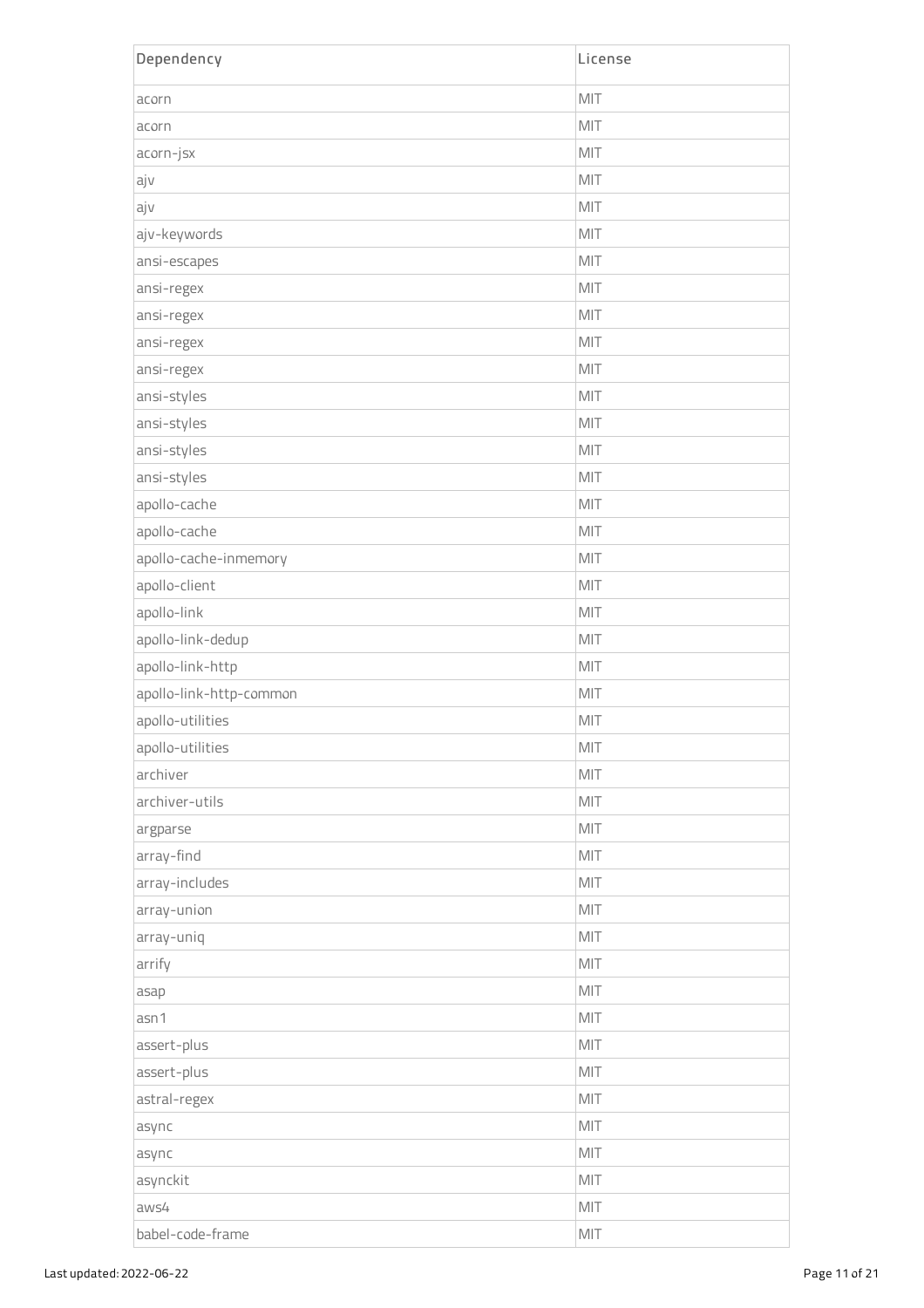| Dependency | License |
| --- | --- |
| acorn | MIT |
| acorn | MIT |
| acorn-jsx | MIT |
| ajv | MIT |
| ajv | MIT |
| ajv-keywords | MIT |
| ansi-escapes | MIT |
| ansi-regex | MIT |
| ansi-regex | MIT |
| ansi-regex | MIT |
| ansi-regex | MIT |
| ansi-styles | MIT |
| ansi-styles | MIT |
| ansi-styles | MIT |
| ansi-styles | MIT |
| apollo-cache | MIT |
| apollo-cache | MIT |
| apollo-cache-inmemory | MIT |
| apollo-client | MIT |
| apollo-link | MIT |
| apollo-link-dedup | MIT |
| apollo-link-http | MIT |
| apollo-link-http-common | MIT |
| apollo-utilities | MIT |
| apollo-utilities | MIT |
| archiver | MIT |
| archiver-utils | MIT |
| argparse | MIT |
| array-find | MIT |
| array-includes | MIT |
| array-union | MIT |
| array-uniq | MIT |
| arrify | MIT |
| asap | MIT |
| asn1 | MIT |
| assert-plus | MIT |
| assert-plus | MIT |
| astral-regex | MIT |
| async | MIT |
| async | MIT |
| asynckit | MIT |
| aws4 | MIT |
| babel-code-frame | MIT |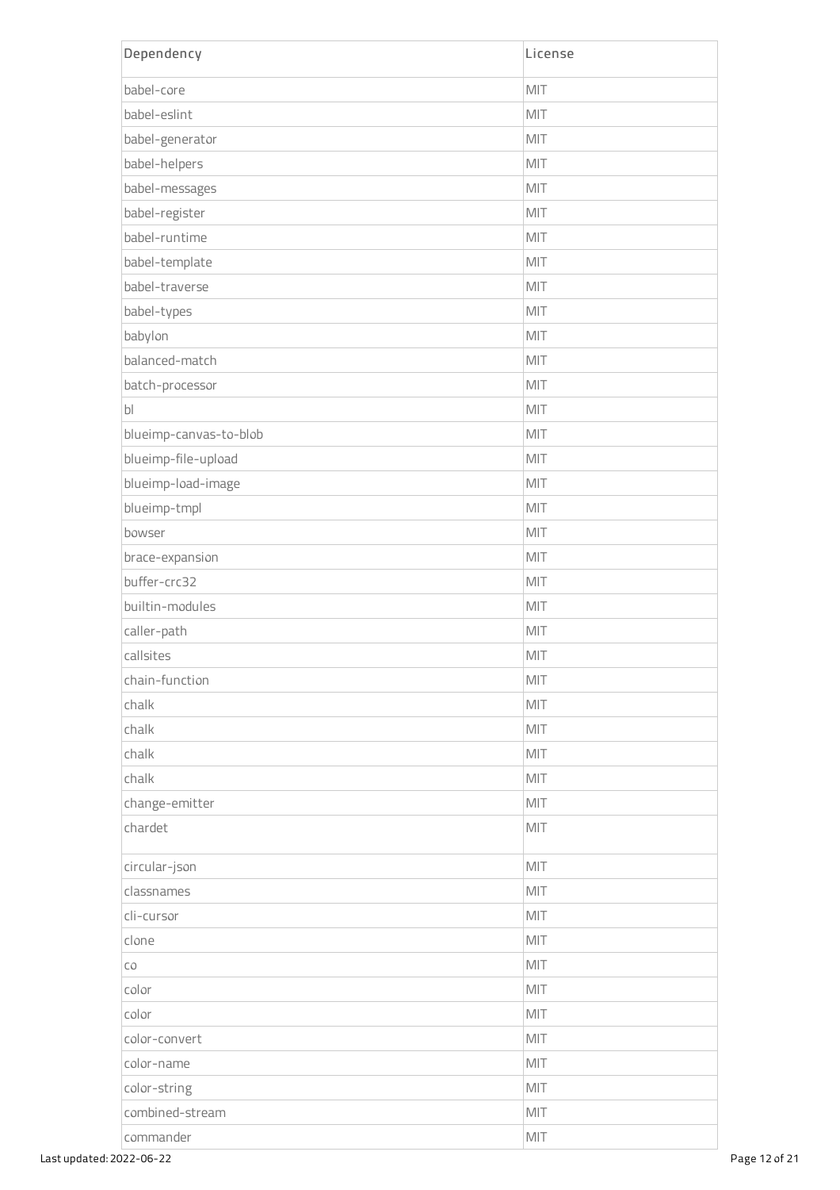| Dependency | License |
| --- | --- |
| babel-core | MIT |
| babel-eslint | MIT |
| babel-generator | MIT |
| babel-helpers | MIT |
| babel-messages | MIT |
| babel-register | MIT |
| babel-runtime | MIT |
| babel-template | MIT |
| babel-traverse | MIT |
| babel-types | MIT |
| babylon | MIT |
| balanced-match | MIT |
| batch-processor | MIT |
| bl | MIT |
| blueimp-canvas-to-blob | MIT |
| blueimp-file-upload | MIT |
| blueimp-load-image | MIT |
| blueimp-tmpl | MIT |
| bowser | MIT |
| brace-expansion | MIT |
| buffer-crc32 | MIT |
| builtin-modules | MIT |
| caller-path | MIT |
| callsites | MIT |
| chain-function | MIT |
| chalk | MIT |
| chalk | MIT |
| chalk | MIT |
| chalk | MIT |
| change-emitter | MIT |
| chardet | MIT |
| circular-json | MIT |
| classnames | MIT |
| cli-cursor | MIT |
| clone | MIT |
| co | MIT |
| color | MIT |
| color | MIT |
| color-convert | MIT |
| color-name | MIT |
| color-string | MIT |
| combined-stream | MIT |
| commander | MIT |

Last updated: 2022-06-22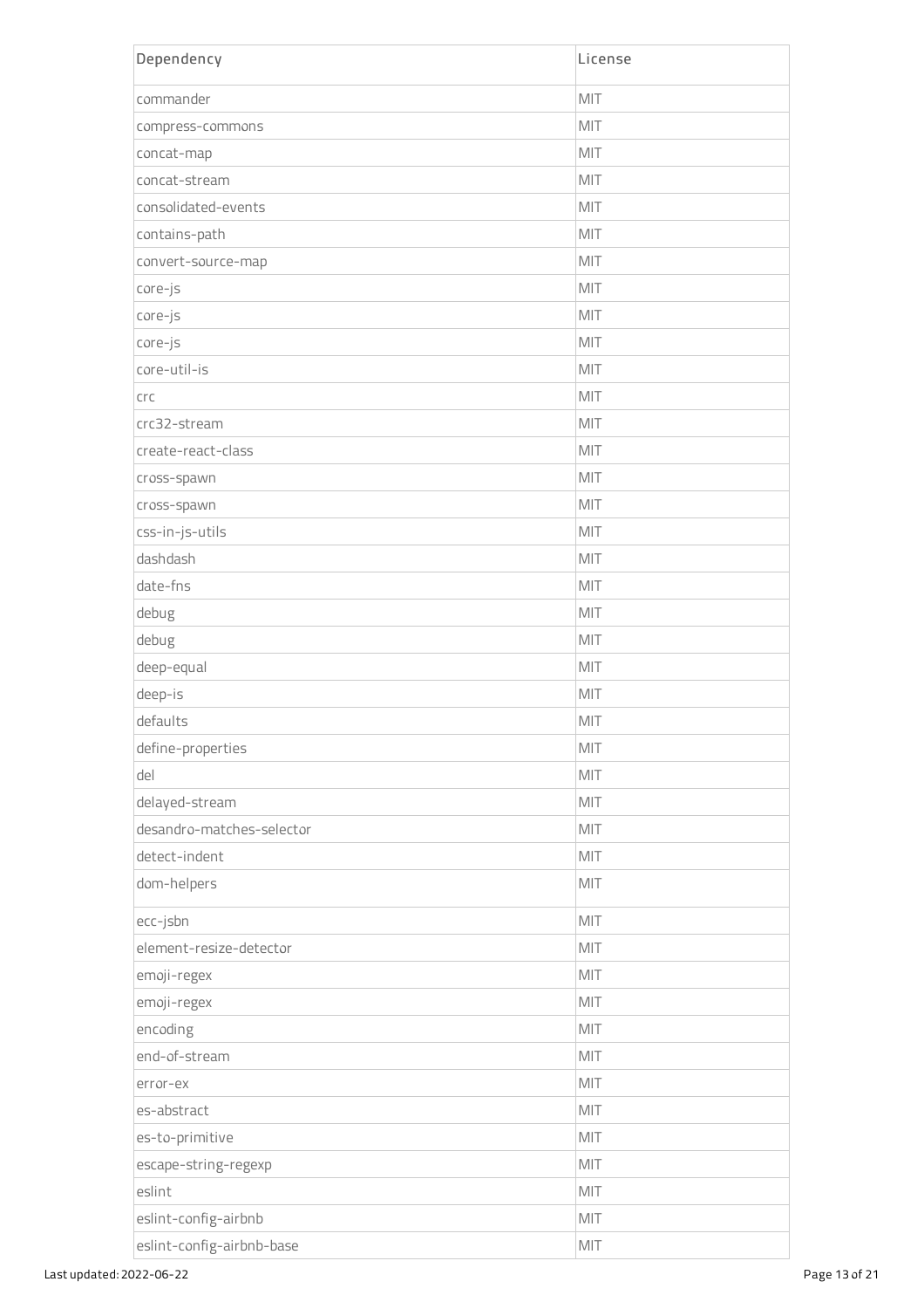| Dependency | License |
| --- | --- |
| commander | MIT |
| compress-commons | MIT |
| concat-map | MIT |
| concat-stream | MIT |
| consolidated-events | MIT |
| contains-path | MIT |
| convert-source-map | MIT |
| core-js | MIT |
| core-js | MIT |
| core-js | MIT |
| core-util-is | MIT |
| crc | MIT |
| crc32-stream | MIT |
| create-react-class | MIT |
| cross-spawn | MIT |
| cross-spawn | MIT |
| css-in-js-utils | MIT |
| dashdash | MIT |
| date-fns | MIT |
| debug | MIT |
| debug | MIT |
| deep-equal | MIT |
| deep-is | MIT |
| defaults | MIT |
| define-properties | MIT |
| del | MIT |
| delayed-stream | MIT |
| desandro-matches-selector | MIT |
| detect-indent | MIT |
| dom-helpers | MIT |
| ecc-jsbn | MIT |
| element-resize-detector | MIT |
| emoji-regex | MIT |
| emoji-regex | MIT |
| encoding | MIT |
| end-of-stream | MIT |
| error-ex | MIT |
| es-abstract | MIT |
| es-to-primitive | MIT |
| escape-string-regexp | MIT |
| eslint | MIT |
| eslint-config-airbnb | MIT |
| eslint-config-airbnb-base | MIT |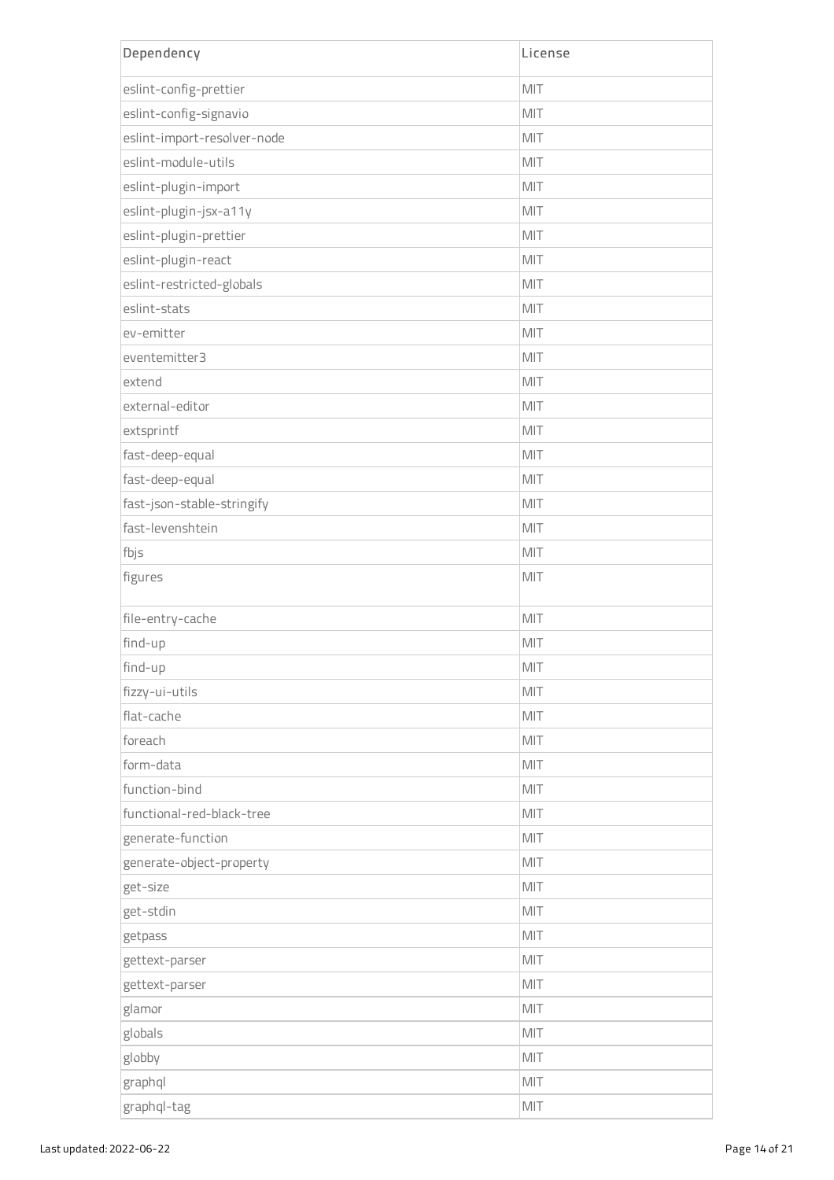| Dependency | License |
| --- | --- |
| eslint-config-prettier | MIT |
| eslint-config-signavio | MIT |
| eslint-import-resolver-node | MIT |
| eslint-module-utils | MIT |
| eslint-plugin-import | MIT |
| eslint-plugin-jsx-a11y | MIT |
| eslint-plugin-prettier | MIT |
| eslint-plugin-react | MIT |
| eslint-restricted-globals | MIT |
| eslint-stats | MIT |
| ev-emitter | MIT |
| eventemitter3 | MIT |
| extend | MIT |
| external-editor | MIT |
| extsprintf | MIT |
| fast-deep-equal | MIT |
| fast-deep-equal | MIT |
| fast-json-stable-stringify | MIT |
| fast-levenshtein | MIT |
| fbjs | MIT |
| figures | MIT |
| file-entry-cache | MIT |
| find-up | MIT |
| find-up | MIT |
| fizzy-ui-utils | MIT |
| flat-cache | MIT |
| foreach | MIT |
| form-data | MIT |
| function-bind | MIT |
| functional-red-black-tree | MIT |
| generate-function | MIT |
| generate-object-property | MIT |
| get-size | MIT |
| get-stdin | MIT |
| getpass | MIT |
| gettext-parser | MIT |
| gettext-parser | MIT |
| glamor | MIT |
| globals | MIT |
| globby | MIT |
| graphql | MIT |
| graphql-tag | MIT |

Last updated: 2022-06-22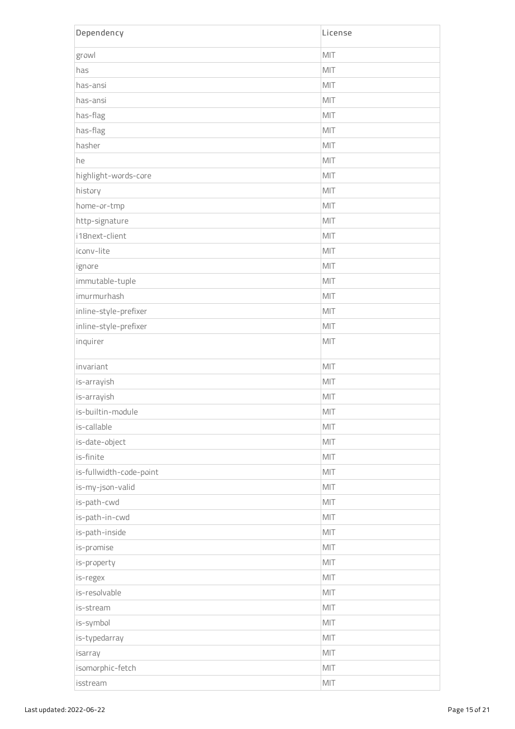| Dependency | License |
| --- | --- |
| growl | MIT |
| has | MIT |
| has-ansi | MIT |
| has-ansi | MIT |
| has-flag | MIT |
| has-flag | MIT |
| hasher | MIT |
| he | MIT |
| highlight-words-core | MIT |
| history | MIT |
| home-or-tmp | MIT |
| http-signature | MIT |
| i18next-client | MIT |
| iconv-lite | MIT |
| ignore | MIT |
| immutable-tuple | MIT |
| imurmurhash | MIT |
| inline-style-prefixer | MIT |
| inline-style-prefixer | MIT |
| inquirer | MIT |
| invariant | MIT |
| is-arrayish | MIT |
| is-arrayish | MIT |
| is-builtin-module | MIT |
| is-callable | MIT |
| is-date-object | MIT |
| is-finite | MIT |
| is-fullwidth-code-point | MIT |
| is-my-json-valid | MIT |
| is-path-cwd | MIT |
| is-path-in-cwd | MIT |
| is-path-inside | MIT |
| is-promise | MIT |
| is-property | MIT |
| is-regex | MIT |
| is-resolvable | MIT |
| is-stream | MIT |
| is-symbol | MIT |
| is-typedarray | MIT |
| isarray | MIT |
| isomorphic-fetch | MIT |
| isstream | MIT |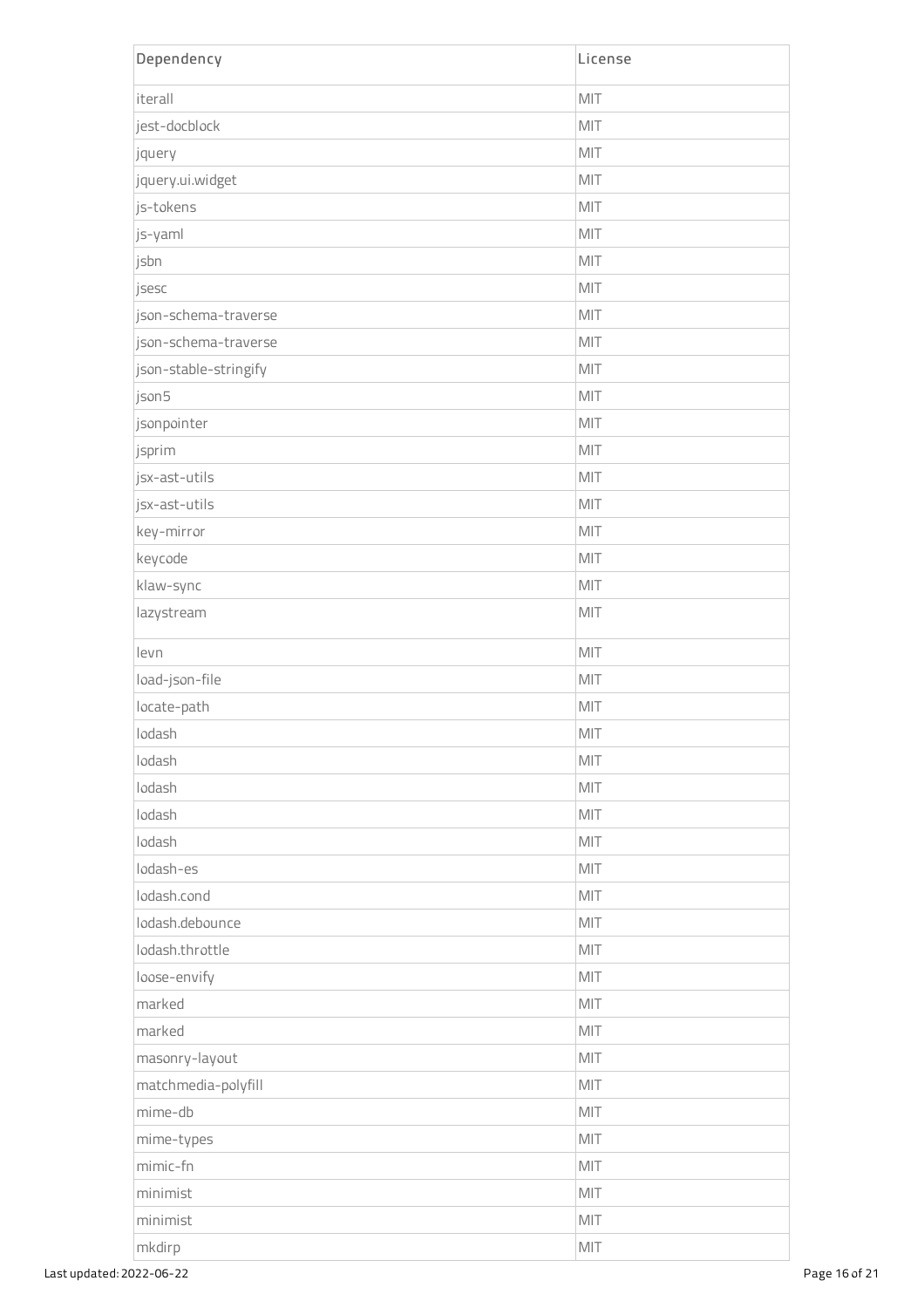| Dependency | License |
| --- | --- |
| iterall | MIT |
| jest-docblock | MIT |
| jquery | MIT |
| jquery.ui.widget | MIT |
| js-tokens | MIT |
| js-yaml | MIT |
| jsbn | MIT |
| jsesc | MIT |
| json-schema-traverse | MIT |
| json-schema-traverse | MIT |
| json-stable-stringify | MIT |
| json5 | MIT |
| jsonpointer | MIT |
| jsprim | MIT |
| jsx-ast-utils | MIT |
| jsx-ast-utils | MIT |
| key-mirror | MIT |
| keycode | MIT |
| klaw-sync | MIT |
| lazystream | MIT |
| levn | MIT |
| load-json-file | MIT |
| locate-path | MIT |
| lodash | MIT |
| lodash | MIT |
| lodash | MIT |
| lodash | MIT |
| lodash | MIT |
| lodash-es | MIT |
| lodash.cond | MIT |
| lodash.debounce | MIT |
| lodash.throttle | MIT |
| loose-envify | MIT |
| marked | MIT |
| marked | MIT |
| masonry-layout | MIT |
| matchmedia-polyfill | MIT |
| mime-db | MIT |
| mime-types | MIT |
| mimic-fn | MIT |
| minimist | MIT |
| minimist | MIT |
| mkdirp | MIT |

Last updated: 2022-06-22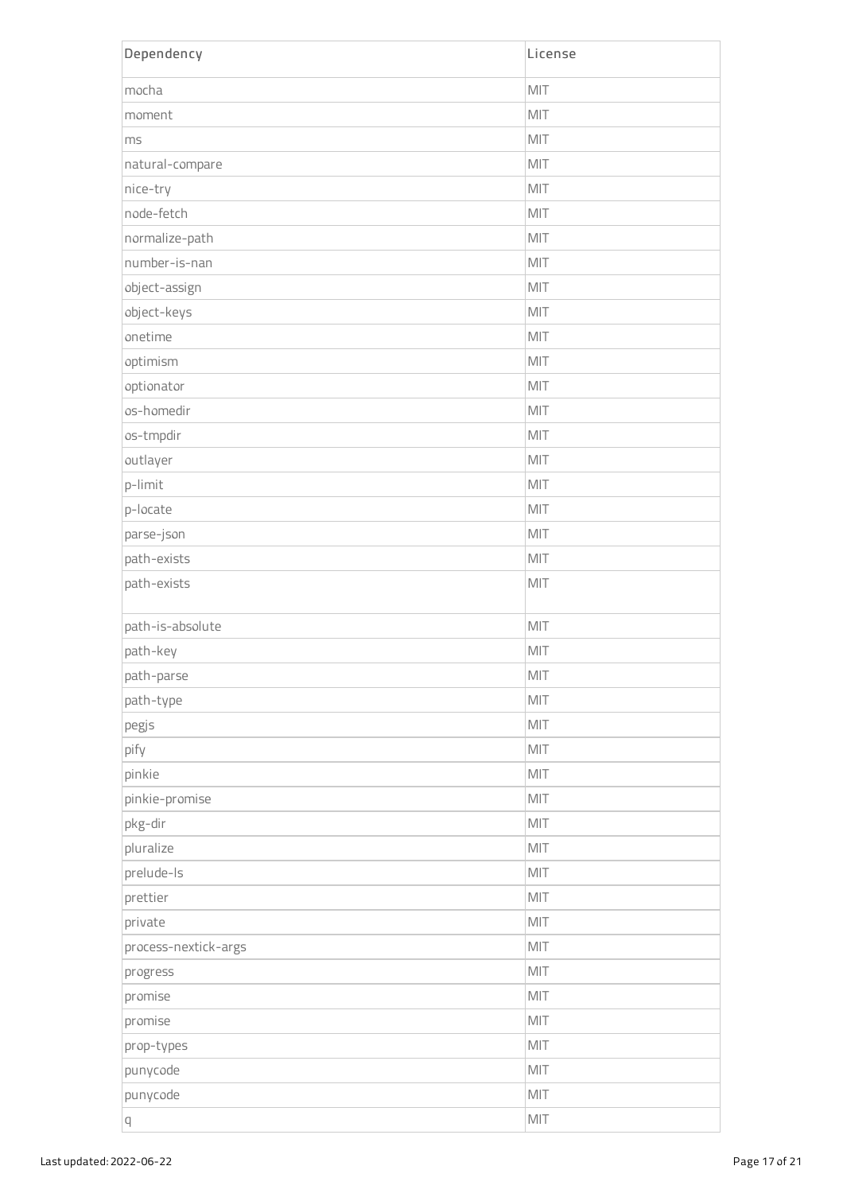| Dependency | License |
| --- | --- |
| mocha | MIT |
| moment | MIT |
| ms | MIT |
| natural-compare | MIT |
| nice-try | MIT |
| node-fetch | MIT |
| normalize-path | MIT |
| number-is-nan | MIT |
| object-assign | MIT |
| object-keys | MIT |
| onetime | MIT |
| optimism | MIT |
| optionator | MIT |
| os-homedir | MIT |
| os-tmpdir | MIT |
| outlayer | MIT |
| p-limit | MIT |
| p-locate | MIT |
| parse-json | MIT |
| path-exists | MIT |
| path-exists | MIT |
| path-is-absolute | MIT |
| path-key | MIT |
| path-parse | MIT |
| path-type | MIT |
| pegjs | MIT |
| pify | MIT |
| pinkie | MIT |
| pinkie-promise | MIT |
| pkg-dir | MIT |
| pluralize | MIT |
| prelude-ls | MIT |
| prettier | MIT |
| private | MIT |
| process-nextick-args | MIT |
| progress | MIT |
| promise | MIT |
| promise | MIT |
| prop-types | MIT |
| punycode | MIT |
| punycode | MIT |
| q | MIT |

Last updated: 2022-06-22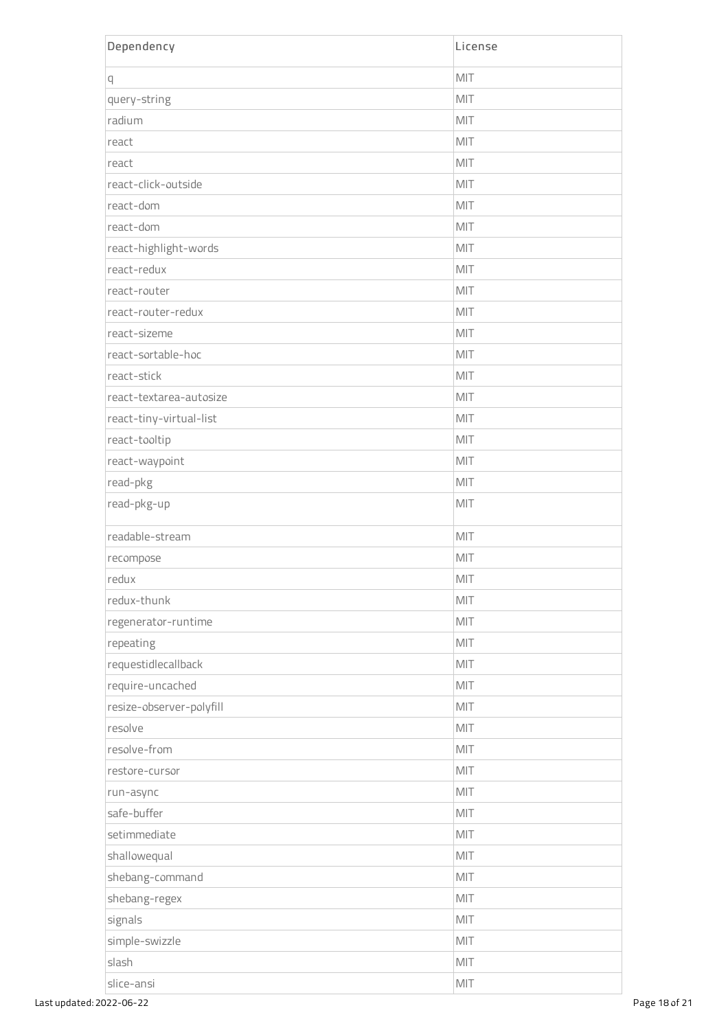| Dependency | License |
| --- | --- |
| q | MIT |
| query-string | MIT |
| radium | MIT |
| react | MIT |
| react | MIT |
| react-click-outside | MIT |
| react-dom | MIT |
| react-dom | MIT |
| react-highlight-words | MIT |
| react-redux | MIT |
| react-router | MIT |
| react-router-redux | MIT |
| react-sizeme | MIT |
| react-sortable-hoc | MIT |
| react-stick | MIT |
| react-textarea-autosize | MIT |
| react-tiny-virtual-list | MIT |
| react-tooltip | MIT |
| react-waypoint | MIT |
| read-pkg | MIT |
| read-pkg-up | MIT |
| readable-stream | MIT |
| recompose | MIT |
| redux | MIT |
| redux-thunk | MIT |
| regenerator-runtime | MIT |
| repeating | MIT |
| requestidlecallback | MIT |
| require-uncached | MIT |
| resize-observer-polyfill | MIT |
| resolve | MIT |
| resolve-from | MIT |
| restore-cursor | MIT |
| run-async | MIT |
| safe-buffer | MIT |
| setimmediate | MIT |
| shallowequal | MIT |
| shebang-command | MIT |
| shebang-regex | MIT |
| signals | MIT |
| simple-swizzle | MIT |
| slash | MIT |
| slice-ansi | MIT |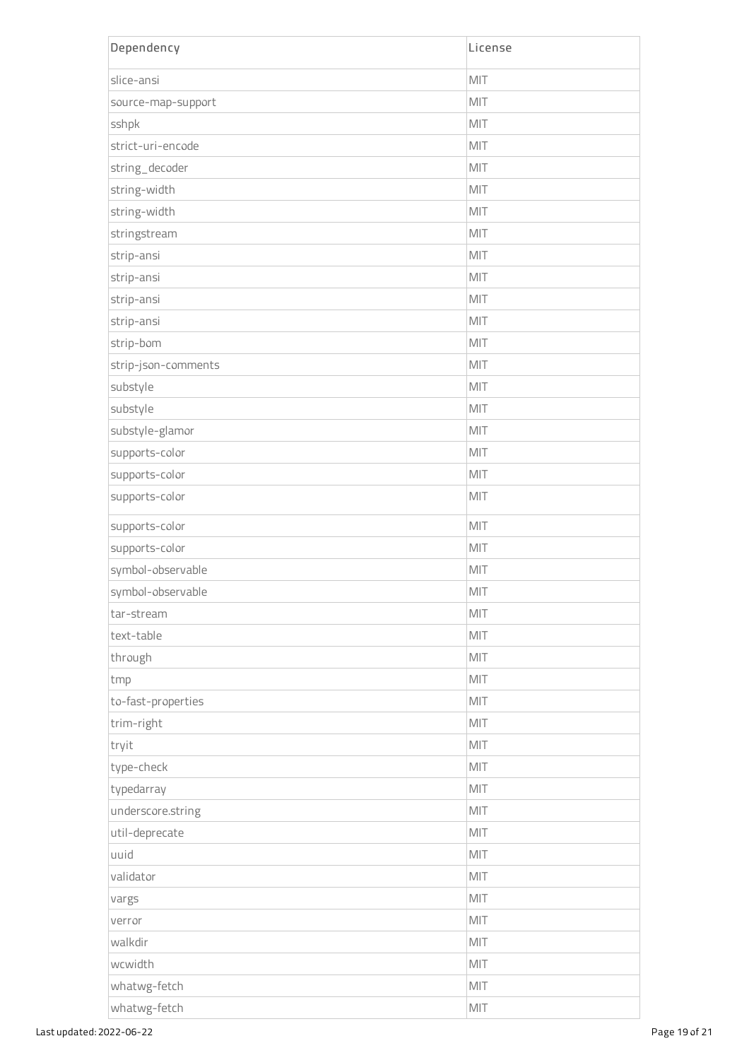| Dependency | License |
| --- | --- |
| slice-ansi | MIT |
| source-map-support | MIT |
| sshpk | MIT |
| strict-uri-encode | MIT |
| string_decoder | MIT |
| string-width | MIT |
| string-width | MIT |
| stringstream | MIT |
| strip-ansi | MIT |
| strip-ansi | MIT |
| strip-ansi | MIT |
| strip-ansi | MIT |
| strip-bom | MIT |
| strip-json-comments | MIT |
| substyle | MIT |
| substyle | MIT |
| substyle-glamor | MIT |
| supports-color | MIT |
| supports-color | MIT |
| supports-color | MIT |
| supports-color | MIT |
| supports-color | MIT |
| symbol-observable | MIT |
| symbol-observable | MIT |
| tar-stream | MIT |
| text-table | MIT |
| through | MIT |
| tmp | MIT |
| to-fast-properties | MIT |
| trim-right | MIT |
| tryit | MIT |
| type-check | MIT |
| typedarray | MIT |
| underscore.string | MIT |
| util-deprecate | MIT |
| uuid | MIT |
| validator | MIT |
| vargs | MIT |
| verror | MIT |
| walkdir | MIT |
| wcwidth | MIT |
| whatwg-fetch | MIT |
| whatwg-fetch | MIT |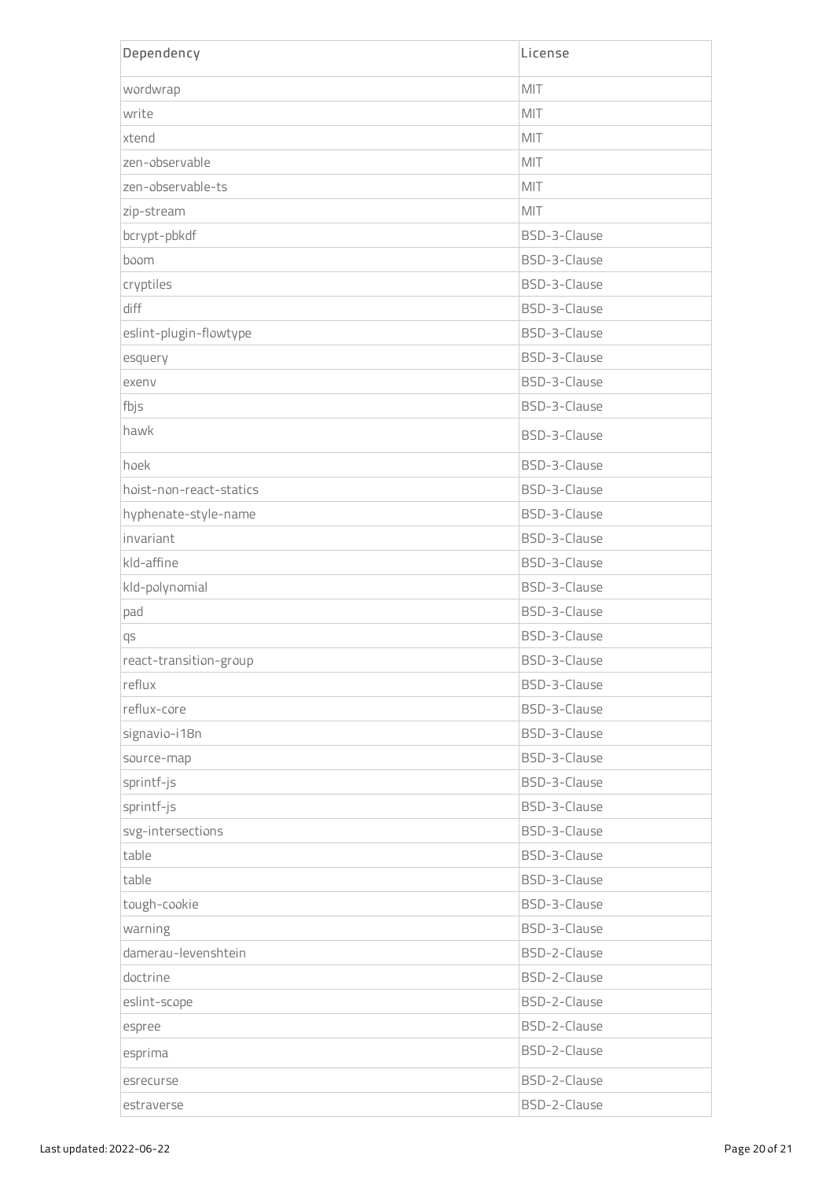| Dependency | License |
| --- | --- |
| wordwrap | MIT |
| write | MIT |
| xtend | MIT |
| zen-observable | MIT |
| zen-observable-ts | MIT |
| zip-stream | MIT |
| bcrypt-pbkdf | BSD-3-Clause |
| boom | BSD-3-Clause |
| cryptiles | BSD-3-Clause |
| diff | BSD-3-Clause |
| eslint-plugin-flowtype | BSD-3-Clause |
| esquery | BSD-3-Clause |
| exenv | BSD-3-Clause |
| fbjs | BSD-3-Clause |
| hawk | BSD-3-Clause |
| hoek | BSD-3-Clause |
| hoist-non-react-statics | BSD-3-Clause |
| hyphenate-style-name | BSD-3-Clause |
| invariant | BSD-3-Clause |
| kld-affine | BSD-3-Clause |
| kld-polynomial | BSD-3-Clause |
| pad | BSD-3-Clause |
| qs | BSD-3-Clause |
| react-transition-group | BSD-3-Clause |
| reflux | BSD-3-Clause |
| reflux-core | BSD-3-Clause |
| signavio-i18n | BSD-3-Clause |
| source-map | BSD-3-Clause |
| sprintf-js | BSD-3-Clause |
| sprintf-js | BSD-3-Clause |
| svg-intersections | BSD-3-Clause |
| table | BSD-3-Clause |
| table | BSD-3-Clause |
| tough-cookie | BSD-3-Clause |
| warning | BSD-3-Clause |
| damerau-levenshtein | BSD-2-Clause |
| doctrine | BSD-2-Clause |
| eslint-scope | BSD-2-Clause |
| espree | BSD-2-Clause |
| esprima | BSD-2-Clause |
| esrecurse | BSD-2-Clause |
| estraverse | BSD-2-Clause |

Last updated: 2022-06-22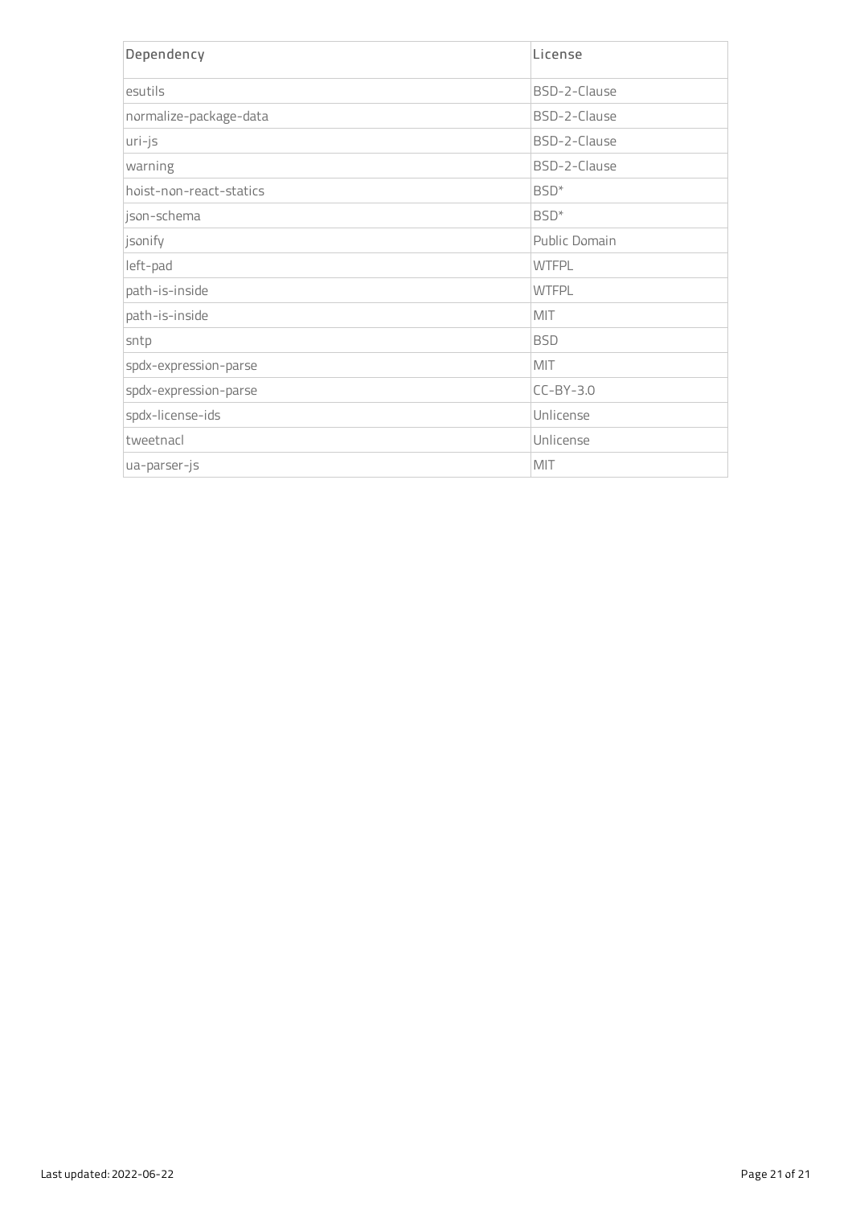| Dependency | License |
| --- | --- |
| esutils | BSD-2-Clause |
| normalize-package-data | BSD-2-Clause |
| uri-js | BSD-2-Clause |
| warning | BSD-2-Clause |
| hoist-non-react-statics | BSD* |
| json-schema | BSD* |
| jsonify | Public Domain |
| left-pad | WTFPL |
| path-is-inside | WTFPL |
| path-is-inside | MIT |
| sntp | BSD |
| spdx-expression-parse | MIT |
| spdx-expression-parse | CC-BY-3.0 |
| spdx-license-ids | Unlicense |
| tweetnacl | Unlicense |
| ua-parser-js | MIT |

Last updated: 2022-06-22